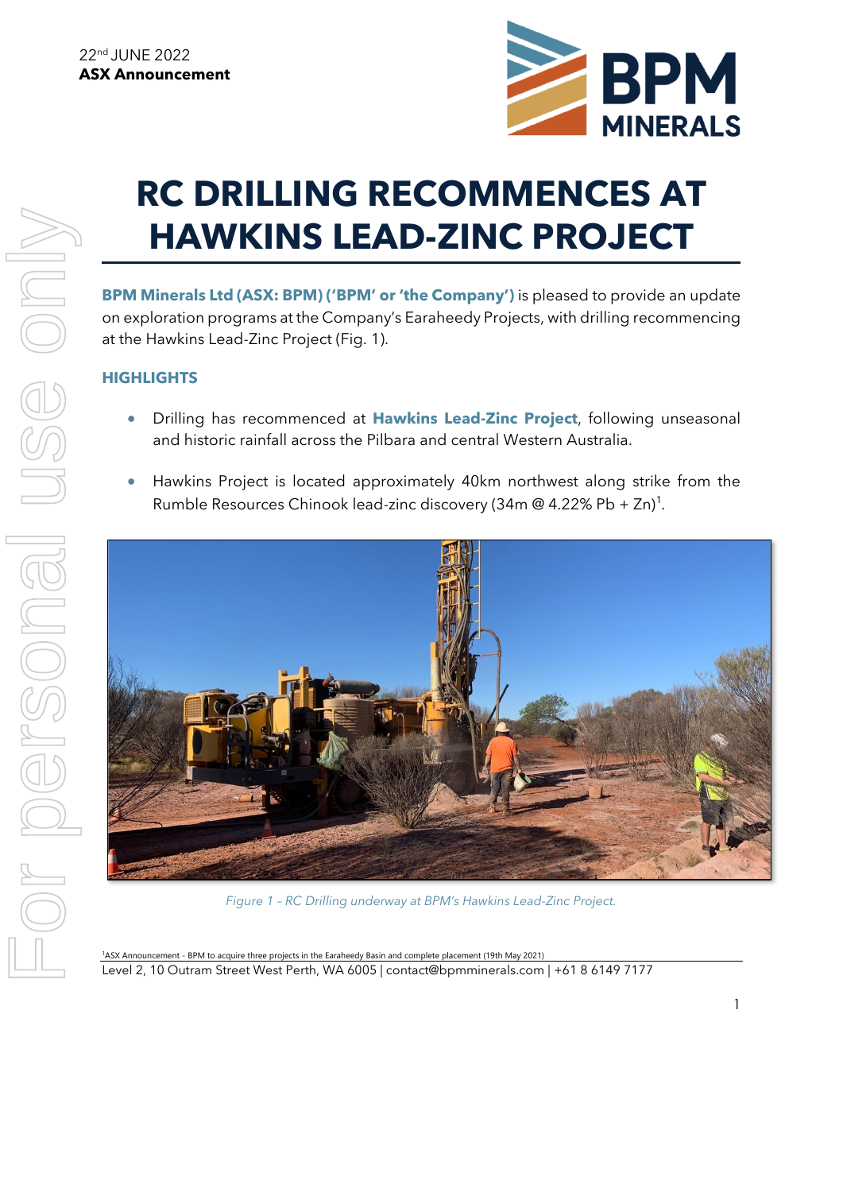22nd JUNE 2022
**ASX Announcement**

# RC DRILLING RECOMMENCES AT HAWKINS LEAD-ZINC PROJECT

**BPM Minerals Ltd (ASX: BPM) ('BPM' or 'the Company')** is pleased to provide an update on exploration programs at the Company's Earaheedy Projects, with drilling recommencing at the Hawkins Lead-Zinc Project (Fig. 1).

## HIGHLIGHTS

- Drilling has recommenced at **Hawkins Lead-Zinc Project**, following unseasonal and historic rainfall across the Pilbara and central Western Australia.
- Hawkins Project is located approximately 40km northwest along strike from the Rumble Resources Chinook lead-zinc discovery (34m @ 4.22% Pb + Zn)[1].

*Figure 1 – RC Drilling underway at BPM's Hawkins Lead-Zinc Project.*

[1]ASX Announcement - BPM to acquire three projects in the Earaheedy Basin and complete placement (19th May 2021)

Level 2, 10 Outram Street West Perth, WA 6005 | contact@bpmminerals.com | +61 8 6149 7177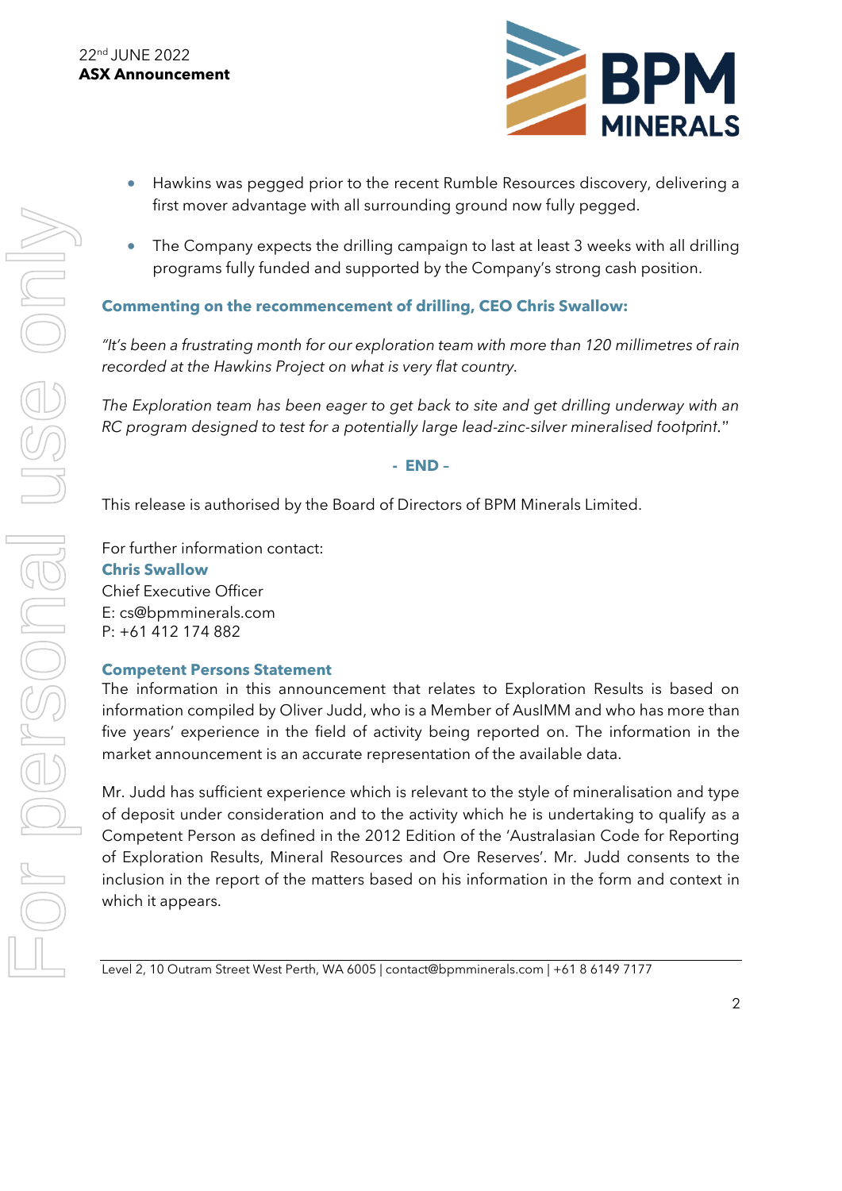- Hawkins was pegged prior to the recent Rumble Resources discovery, delivering a first mover advantage with all surrounding ground now fully pegged.
- The Company expects the drilling campaign to last at least 3 weeks with all drilling programs fully funded and supported by the Company's strong cash position.

**Commenting on the recommencement of drilling, CEO Chris Swallow:**

*"It's been a frustrating month for our exploration team with more than 120 millimetres of rain recorded at the Hawkins Project on what is very flat country.*

*The Exploration team has been eager to get back to site and get drilling underway with an RC program designed to test for a potentially large lead-zinc-silver mineralised footprint."*

**- END –**

This release is authorised by the Board of Directors of BPM Minerals Limited.

For further information contact:
**Chris Swallow**
Chief Executive Officer
E: cs@bpmminerals.com
P: +61 412 174 882

**Competent Persons Statement**

The information in this announcement that relates to Exploration Results is based on information compiled by Oliver Judd, who is a Member of AusIMM and who has more than five years' experience in the field of activity being reported on. The information in the market announcement is an accurate representation of the available data.

Mr. Judd has sufficient experience which is relevant to the style of mineralisation and type of deposit under consideration and to the activity which he is undertaking to qualify as a Competent Person as defined in the 2012 Edition of the 'Australasian Code for Reporting of Exploration Results, Mineral Resources and Ore Reserves'. Mr. Judd consents to the inclusion in the report of the matters based on his information in the form and context in which it appears.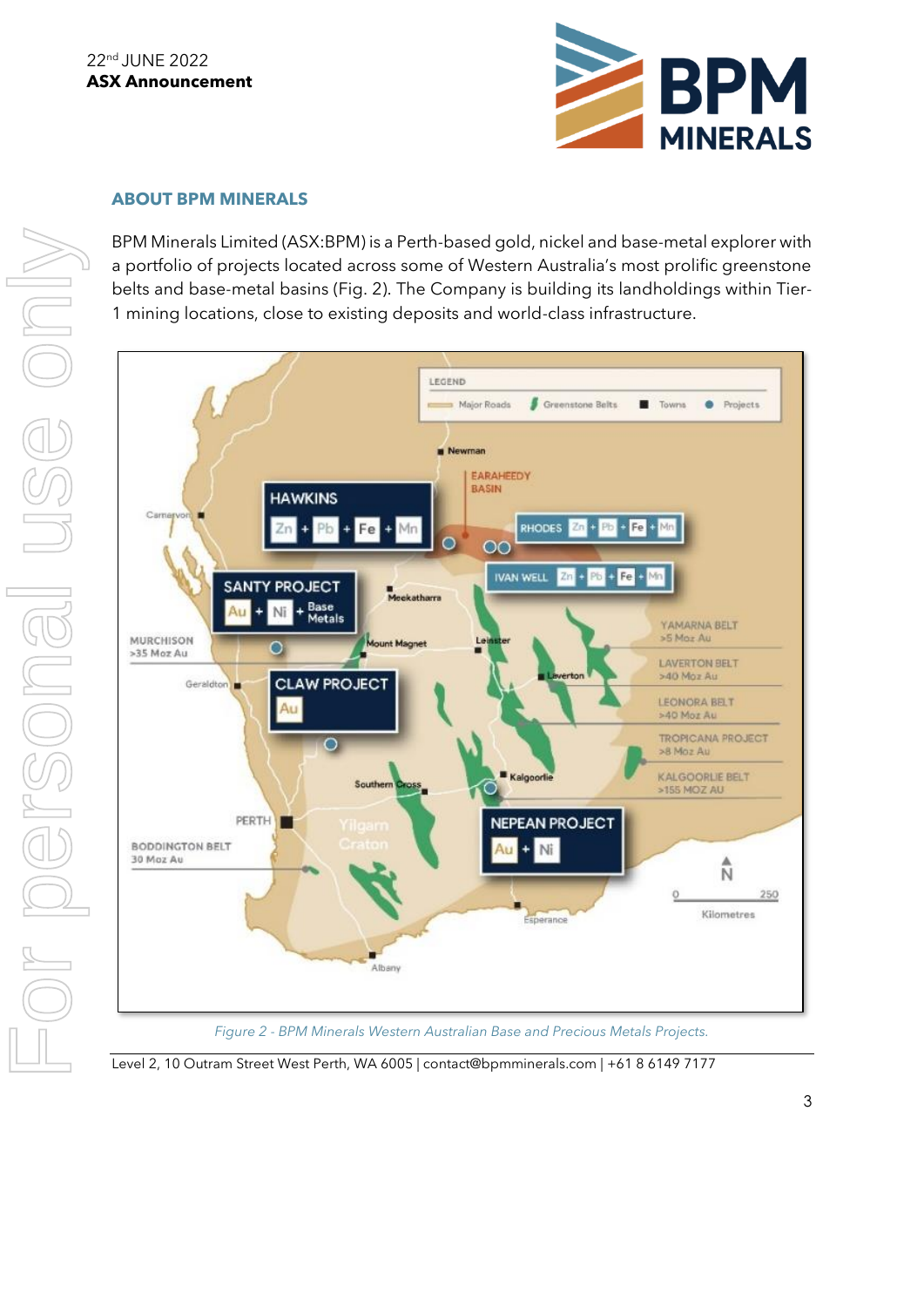22nd JUNE 2022
**ASX Announcement**

## ABOUT BPM MINERALS

BPM Minerals Limited (ASX:BPM) is a Perth-based gold, nickel and base-metal explorer with a portfolio of projects located across some of Western Australia's most prolific greenstone belts and base-metal basins (Fig. 2). The Company is building its landholdings within Tier-1 mining locations, close to existing deposits and world-class infrastructure.

LEGEND
Major Roads
Greenstone Belts
Towns
Projects

Newman
EARAHEEDY BASIN
HAWKINS
Zn + Pb + Fe + Mn
RHODES Zn + Pb + Fe + Mn
IVAN WELL Zn + Pb + Fe + Mn
Carnarvon
SANTY PROJECT
Au + Ni + Base Metals
Meekatharra
MURCHISON
>35 Moz Au
Mount Magnet
Leinster
YAMARNA BELT
>5 Moz Au
LAVERTON BELT
>40 Moz Au
Laverton
Geraldton
CLAW PROJECT
Au
LEONORA BELT
>40 Moz Au
TROPICANA PROJECT
>8 Moz Au
Kalgoorlie
Southern Cross
KALGOORLIE BELT
>155 MOZ AU
PERTH
Yilgarn Craton
NEPEAN PROJECT
Au + Ni
BODDINGTON BELT
30 Moz Au
N
0 250
Kilometres
Esperance
Albany

*Figure 2 - BPM Minerals Western Australian Base and Precious Metals Projects.*

Level 2, 10 Outram Street West Perth, WA 6005 | contact@bpmminerals.com | +61 8 6149 7177